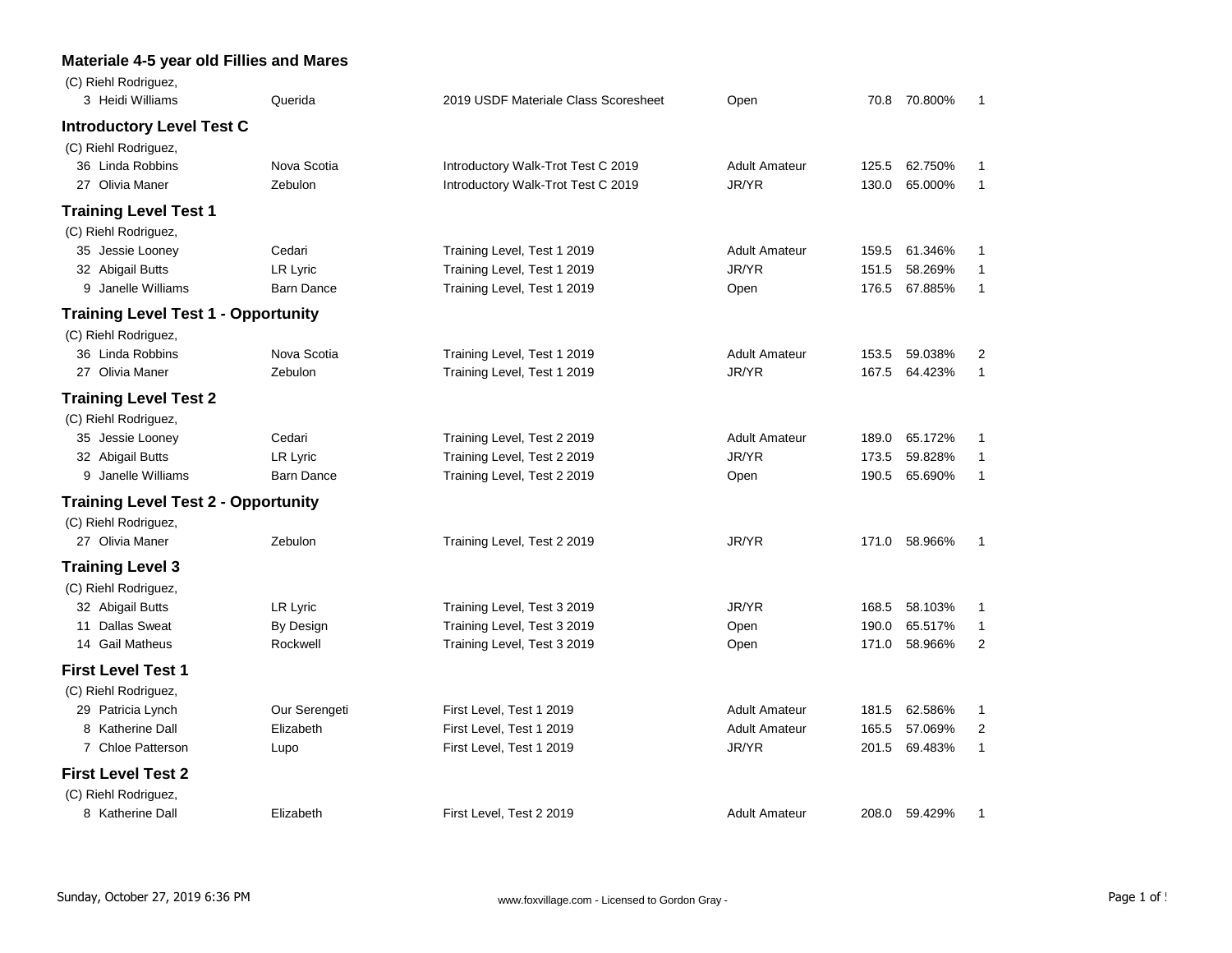### Materiale 4-5 year old Fillies and Mares

(C) Riehl Rodriguez,

| No. | Rider | Horse | Test | Division | Score | Percent | Place |
|---|---|---|---|---|---|---|---|
| 3 | Heidi Williams | Querida | 2019 USDF Materiale Class Scoresheet | Open | 70.8 | 70.800% | 1 |

### Introductory Level Test C

(C) Riehl Rodriguez,

| No. | Rider | Horse | Test | Division | Score | Percent | Place |
|---|---|---|---|---|---|---|---|
| 36 | Linda Robbins | Nova Scotia | Introductory Walk-Trot Test C 2019 | Adult Amateur | 125.5 | 62.750% | 1 |
| 27 | Olivia Maner | Zebulon | Introductory Walk-Trot Test C 2019 | JR/YR | 130.0 | 65.000% | 1 |

### Training Level Test 1

(C) Riehl Rodriguez,

| No. | Rider | Horse | Test | Division | Score | Percent | Place |
|---|---|---|---|---|---|---|---|
| 35 | Jessie Looney | Cedari | Training Level, Test 1 2019 | Adult Amateur | 159.5 | 61.346% | 1 |
| 32 | Abigail Butts | LR Lyric | Training Level, Test 1 2019 | JR/YR | 151.5 | 58.269% | 1 |
| 9 | Janelle Williams | Barn Dance | Training Level, Test 1 2019 | Open | 176.5 | 67.885% | 1 |

### Training Level Test 1 - Opportunity

(C) Riehl Rodriguez,

| No. | Rider | Horse | Test | Division | Score | Percent | Place |
|---|---|---|---|---|---|---|---|
| 36 | Linda Robbins | Nova Scotia | Training Level, Test 1 2019 | Adult Amateur | 153.5 | 59.038% | 2 |
| 27 | Olivia Maner | Zebulon | Training Level, Test 1 2019 | JR/YR | 167.5 | 64.423% | 1 |

### Training Level Test 2

(C) Riehl Rodriguez,

| No. | Rider | Horse | Test | Division | Score | Percent | Place |
|---|---|---|---|---|---|---|---|
| 35 | Jessie Looney | Cedari | Training Level, Test 2 2019 | Adult Amateur | 189.0 | 65.172% | 1 |
| 32 | Abigail Butts | LR Lyric | Training Level, Test 2 2019 | JR/YR | 173.5 | 59.828% | 1 |
| 9 | Janelle Williams | Barn Dance | Training Level, Test 2 2019 | Open | 190.5 | 65.690% | 1 |

### Training Level Test 2 - Opportunity

(C) Riehl Rodriguez,

| No. | Rider | Horse | Test | Division | Score | Percent | Place |
|---|---|---|---|---|---|---|---|
| 27 | Olivia Maner | Zebulon | Training Level, Test 2 2019 | JR/YR | 171.0 | 58.966% | 1 |

### Training Level 3

(C) Riehl Rodriguez,

| No. | Rider | Horse | Test | Division | Score | Percent | Place |
|---|---|---|---|---|---|---|---|
| 32 | Abigail Butts | LR Lyric | Training Level, Test 3 2019 | JR/YR | 168.5 | 58.103% | 1 |
| 11 | Dallas Sweat | By Design | Training Level, Test 3 2019 | Open | 190.0 | 65.517% | 1 |
| 14 | Gail Matheus | Rockwell | Training Level, Test 3 2019 | Open | 171.0 | 58.966% | 2 |

### First Level Test 1

(C) Riehl Rodriguez,

| No. | Rider | Horse | Test | Division | Score | Percent | Place |
|---|---|---|---|---|---|---|---|
| 29 | Patricia Lynch | Our Serengeti | First Level, Test 1 2019 | Adult Amateur | 181.5 | 62.586% | 1 |
| 8 | Katherine Dall | Elizabeth | First Level, Test 1 2019 | Adult Amateur | 165.5 | 57.069% | 2 |
| 7 | Chloe Patterson | Lupo | First Level, Test 1 2019 | JR/YR | 201.5 | 69.483% | 1 |

### First Level Test 2

(C) Riehl Rodriguez,

| No. | Rider | Horse | Test | Division | Score | Percent | Place |
|---|---|---|---|---|---|---|---|
| 8 | Katherine Dall | Elizabeth | First Level, Test 2 2019 | Adult Amateur | 208.0 | 59.429% | 1 |

Sunday, October 27, 2019 6:36 PM

www.foxvillage.com - Licensed to Gordon Gray -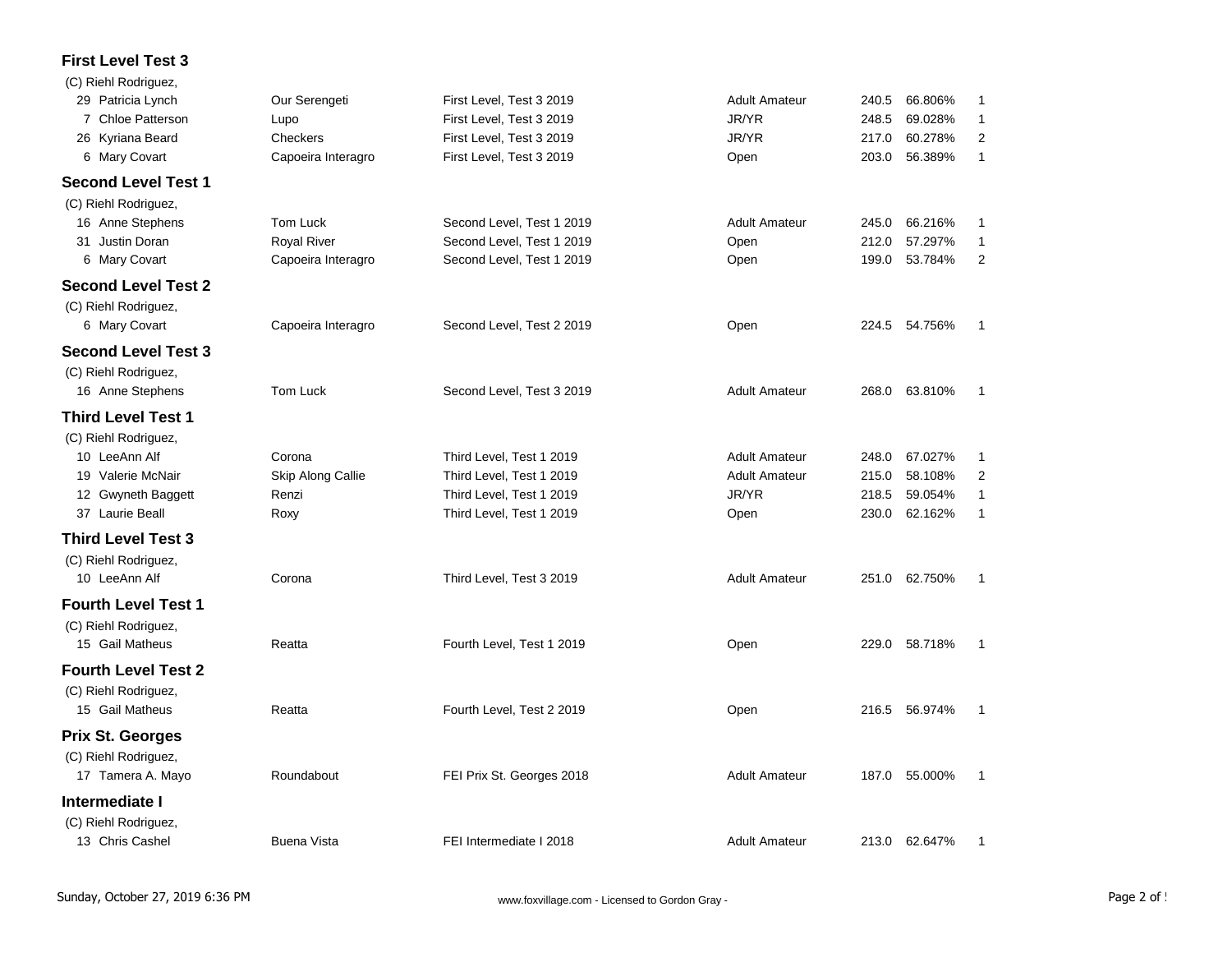### First Level Test 3

(C) Riehl Rodriguez,

| No. | Rider | Horse | Test | Division | Score | Percent | Place |
|---|---|---|---|---|---|---|---|
| 29 | Patricia Lynch | Our Serengeti | First Level, Test 3 2019 | Adult Amateur | 240.5 | 66.806% | 1 |
| 7 | Chloe Patterson | Lupo | First Level, Test 3 2019 | JR/YR | 248.5 | 69.028% | 1 |
| 26 | Kyriana Beard | Checkers | First Level, Test 3 2019 | JR/YR | 217.0 | 60.278% | 2 |
| 6 | Mary Covart | Capoeira Interagro | First Level, Test 3 2019 | Open | 203.0 | 56.389% | 1 |

### Second Level Test 1

(C) Riehl Rodriguez,

| No. | Rider | Horse | Test | Division | Score | Percent | Place |
|---|---|---|---|---|---|---|---|
| 16 | Anne Stephens | Tom Luck | Second Level, Test 1 2019 | Adult Amateur | 245.0 | 66.216% | 1 |
| 31 | Justin Doran | Royal River | Second Level, Test 1 2019 | Open | 212.0 | 57.297% | 1 |
| 6 | Mary Covart | Capoeira Interagro | Second Level, Test 1 2019 | Open | 199.0 | 53.784% | 2 |

### Second Level Test 2

(C) Riehl Rodriguez,

| No. | Rider | Horse | Test | Division | Score | Percent | Place |
|---|---|---|---|---|---|---|---|
| 6 | Mary Covart | Capoeira Interagro | Second Level, Test 2 2019 | Open | 224.5 | 54.756% | 1 |

### Second Level Test 3

(C) Riehl Rodriguez,

| No. | Rider | Horse | Test | Division | Score | Percent | Place |
|---|---|---|---|---|---|---|---|
| 16 | Anne Stephens | Tom Luck | Second Level, Test 3 2019 | Adult Amateur | 268.0 | 63.810% | 1 |

### Third Level Test 1

(C) Riehl Rodriguez,

| No. | Rider | Horse | Test | Division | Score | Percent | Place |
|---|---|---|---|---|---|---|---|
| 10 | LeeAnn Alf | Corona | Third Level, Test 1 2019 | Adult Amateur | 248.0 | 67.027% | 1 |
| 19 | Valerie McNair | Skip Along Callie | Third Level, Test 1 2019 | Adult Amateur | 215.0 | 58.108% | 2 |
| 12 | Gwyneth Baggett | Renzi | Third Level, Test 1 2019 | JR/YR | 218.5 | 59.054% | 1 |
| 37 | Laurie Beall | Roxy | Third Level, Test 1 2019 | Open | 230.0 | 62.162% | 1 |

### Third Level Test 3

(C) Riehl Rodriguez,

| No. | Rider | Horse | Test | Division | Score | Percent | Place |
|---|---|---|---|---|---|---|---|
| 10 | LeeAnn Alf | Corona | Third Level, Test 3 2019 | Adult Amateur | 251.0 | 62.750% | 1 |

### Fourth Level Test 1

(C) Riehl Rodriguez,

| No. | Rider | Horse | Test | Division | Score | Percent | Place |
|---|---|---|---|---|---|---|---|
| 15 | Gail Matheus | Reatta | Fourth Level, Test 1 2019 | Open | 229.0 | 58.718% | 1 |

### Fourth Level Test 2

(C) Riehl Rodriguez,

| No. | Rider | Horse | Test | Division | Score | Percent | Place |
|---|---|---|---|---|---|---|---|
| 15 | Gail Matheus | Reatta | Fourth Level, Test 2 2019 | Open | 216.5 | 56.974% | 1 |

### Prix St. Georges

(C) Riehl Rodriguez,

| No. | Rider | Horse | Test | Division | Score | Percent | Place |
|---|---|---|---|---|---|---|---|
| 17 | Tamera A. Mayo | Roundabout | FEI Prix St. Georges 2018 | Adult Amateur | 187.0 | 55.000% | 1 |

### Intermediate I

(C) Riehl Rodriguez,

| No. | Rider | Horse | Test | Division | Score | Percent | Place |
|---|---|---|---|---|---|---|---|
| 13 | Chris Cashel | Buena Vista | FEI Intermediate I 2018 | Adult Amateur | 213.0 | 62.647% | 1 |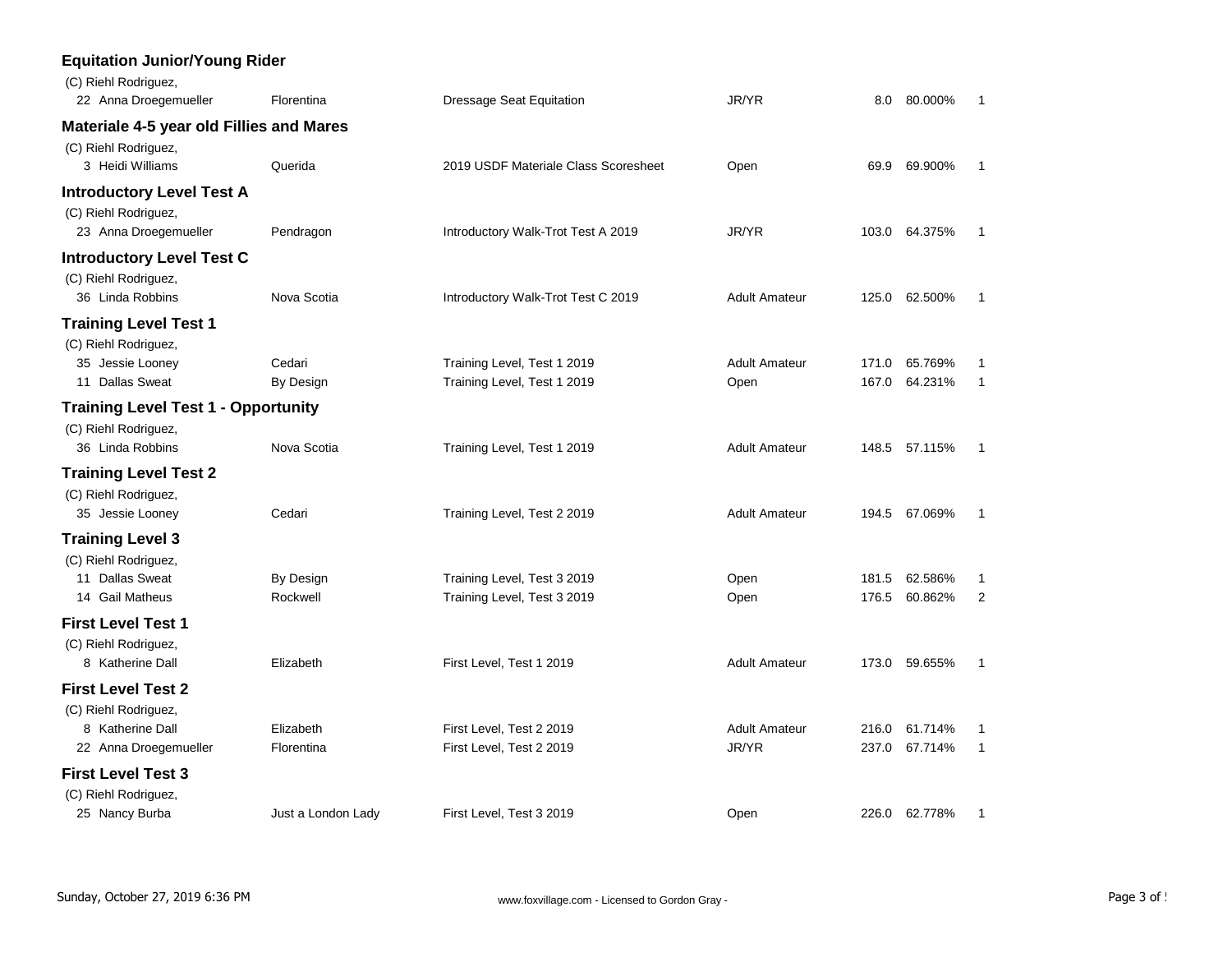### Equitation Junior/Young Rider

(C) Riehl Rodriguez,

| | | | | | | |
|---|---|---|---|---|---|---|
| 22 Anna Droegemueller | Florentina | Dressage Seat Equitation | JR/YR | 8.0 | 80.000% | 1 |

### Materiale 4-5 year old Fillies and Mares

(C) Riehl Rodriguez,

| | | | | | | |
|---|---|---|---|---|---|---|
| 3 Heidi Williams | Querida | 2019 USDF Materiale Class Scoresheet | Open | 69.9 | 69.900% | 1 |

### Introductory Level Test A

(C) Riehl Rodriguez,

| | | | | | | |
|---|---|---|---|---|---|---|
| 23 Anna Droegemueller | Pendragon | Introductory Walk-Trot Test A 2019 | JR/YR | 103.0 | 64.375% | 1 |

### Introductory Level Test C

(C) Riehl Rodriguez,

| | | | | | | |
|---|---|---|---|---|---|---|
| 36 Linda Robbins | Nova Scotia | Introductory Walk-Trot Test C 2019 | Adult Amateur | 125.0 | 62.500% | 1 |

### Training Level Test 1

(C) Riehl Rodriguez,

| | | | | | | |
|---|---|---|---|---|---|---|
| 35 Jessie Looney | Cedari | Training Level, Test 1 2019 | Adult Amateur | 171.0 | 65.769% | 1 |
| 11 Dallas Sweat | By Design | Training Level, Test 1 2019 | Open | 167.0 | 64.231% | 1 |

### Training Level Test 1 - Opportunity

(C) Riehl Rodriguez,

| | | | | | | |
|---|---|---|---|---|---|---|
| 36 Linda Robbins | Nova Scotia | Training Level, Test 1 2019 | Adult Amateur | 148.5 | 57.115% | 1 |

### Training Level Test 2

(C) Riehl Rodriguez,

| | | | | | | |
|---|---|---|---|---|---|---|
| 35 Jessie Looney | Cedari | Training Level, Test 2 2019 | Adult Amateur | 194.5 | 67.069% | 1 |

### Training Level 3

(C) Riehl Rodriguez,

| | | | | | | |
|---|---|---|---|---|---|---|
| 11 Dallas Sweat | By Design | Training Level, Test 3 2019 | Open | 181.5 | 62.586% | 1 |
| 14 Gail Matheus | Rockwell | Training Level, Test 3 2019 | Open | 176.5 | 60.862% | 2 |

### First Level Test 1

(C) Riehl Rodriguez,

| | | | | | | |
|---|---|---|---|---|---|---|
| 8 Katherine Dall | Elizabeth | First Level, Test 1 2019 | Adult Amateur | 173.0 | 59.655% | 1 |

### First Level Test 2

(C) Riehl Rodriguez,

| | | | | | | |
|---|---|---|---|---|---|---|
| 8 Katherine Dall | Elizabeth | First Level, Test 2 2019 | Adult Amateur | 216.0 | 61.714% | 1 |
| 22 Anna Droegemueller | Florentina | First Level, Test 2 2019 | JR/YR | 237.0 | 67.714% | 1 |

### First Level Test 3

(C) Riehl Rodriguez,

| | | | | | | |
|---|---|---|---|---|---|---|
| 25 Nancy Burba | Just a London Lady | First Level, Test 3 2019 | Open | 226.0 | 62.778% | 1 |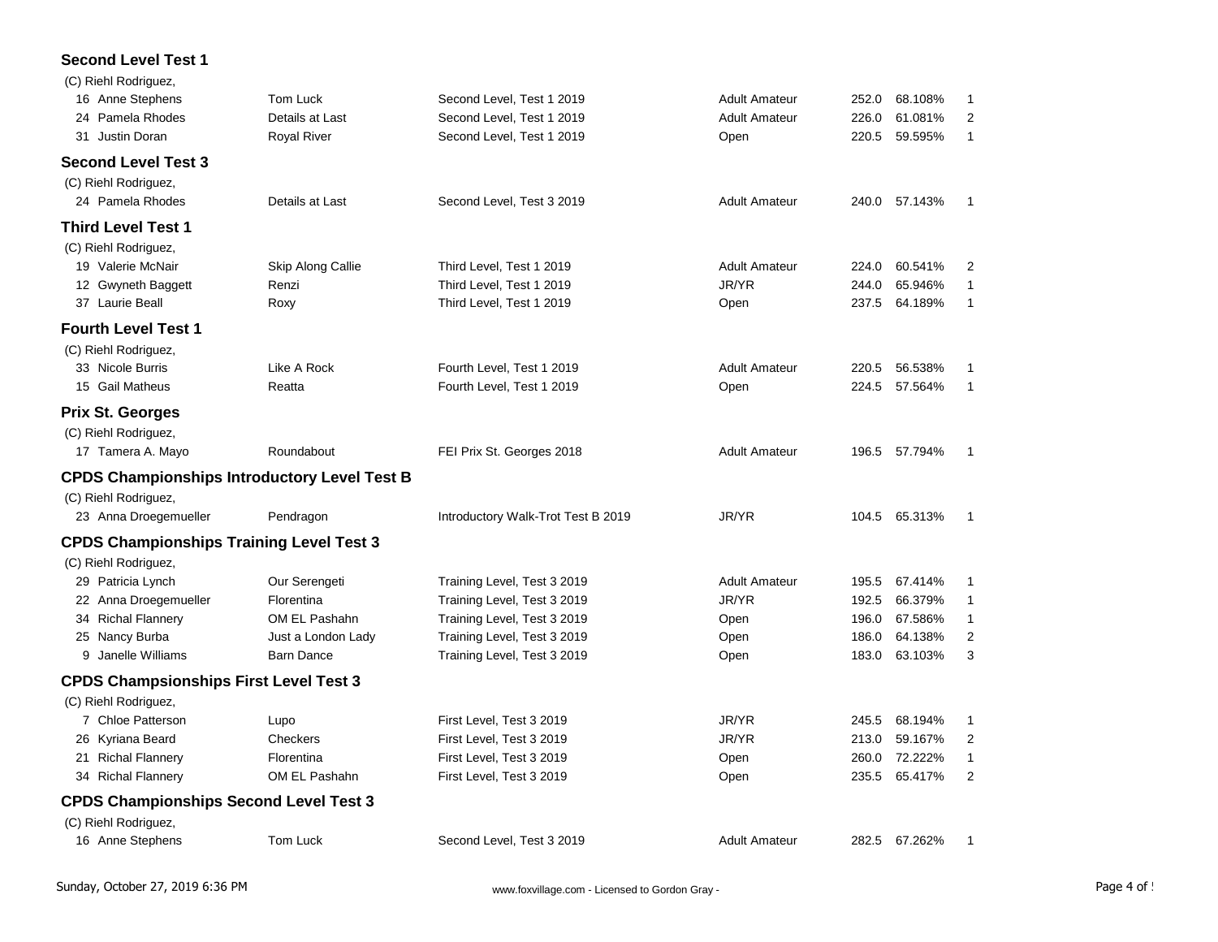## Second Level Test 1

(C) Riehl Rodriguez,

| No. | Rider | Horse | Test | Division | Score | Percent | Place |
|---|---|---|---|---|---|---|---|
| 16 | Anne Stephens | Tom Luck | Second Level, Test 1 2019 | Adult Amateur | 252.0 | 68.108% | 1 |
| 24 | Pamela Rhodes | Details at Last | Second Level, Test 1 2019 | Adult Amateur | 226.0 | 61.081% | 2 |
| 31 | Justin Doran | Royal River | Second Level, Test 1 2019 | Open | 220.5 | 59.595% | 1 |

## Second Level Test 3

(C) Riehl Rodriguez,

| No. | Rider | Horse | Test | Division | Score | Percent | Place |
|---|---|---|---|---|---|---|---|
| 24 | Pamela Rhodes | Details at Last | Second Level, Test 3 2019 | Adult Amateur | 240.0 | 57.143% | 1 |

## Third Level Test 1

(C) Riehl Rodriguez,

| No. | Rider | Horse | Test | Division | Score | Percent | Place |
|---|---|---|---|---|---|---|---|
| 19 | Valerie McNair | Skip Along Callie | Third Level, Test 1 2019 | Adult Amateur | 224.0 | 60.541% | 2 |
| 12 | Gwyneth Baggett | Renzi | Third Level, Test 1 2019 | JR/YR | 244.0 | 65.946% | 1 |
| 37 | Laurie Beall | Roxy | Third Level, Test 1 2019 | Open | 237.5 | 64.189% | 1 |

## Fourth Level Test 1

(C) Riehl Rodriguez,

| No. | Rider | Horse | Test | Division | Score | Percent | Place |
|---|---|---|---|---|---|---|---|
| 33 | Nicole Burris | Like A Rock | Fourth Level, Test 1 2019 | Adult Amateur | 220.5 | 56.538% | 1 |
| 15 | Gail Matheus | Reatta | Fourth Level, Test 1 2019 | Open | 224.5 | 57.564% | 1 |

## Prix St. Georges

(C) Riehl Rodriguez,

| No. | Rider | Horse | Test | Division | Score | Percent | Place |
|---|---|---|---|---|---|---|---|
| 17 | Tamera A. Mayo | Roundabout | FEI Prix St. Georges 2018 | Adult Amateur | 196.5 | 57.794% | 1 |

## CPDS Championships Introductory Level Test B

(C) Riehl Rodriguez,

| No. | Rider | Horse | Test | Division | Score | Percent | Place |
|---|---|---|---|---|---|---|---|
| 23 | Anna Droegemueller | Pendragon | Introductory Walk-Trot Test B 2019 | JR/YR | 104.5 | 65.313% | 1 |

## CPDS Championships Training Level Test 3

(C) Riehl Rodriguez,

| No. | Rider | Horse | Test | Division | Score | Percent | Place |
|---|---|---|---|---|---|---|---|
| 29 | Patricia Lynch | Our Serengeti | Training Level, Test 3 2019 | Adult Amateur | 195.5 | 67.414% | 1 |
| 22 | Anna Droegemueller | Florentina | Training Level, Test 3 2019 | JR/YR | 192.5 | 66.379% | 1 |
| 34 | Richal Flannery | OM EL Pashahn | Training Level, Test 3 2019 | Open | 196.0 | 67.586% | 1 |
| 25 | Nancy Burba | Just a London Lady | Training Level, Test 3 2019 | Open | 186.0 | 64.138% | 2 |
| 9 | Janelle Williams | Barn Dance | Training Level, Test 3 2019 | Open | 183.0 | 63.103% | 3 |

## CPDS Champsionships First Level Test 3

(C) Riehl Rodriguez,

| No. | Rider | Horse | Test | Division | Score | Percent | Place |
|---|---|---|---|---|---|---|---|
| 7 | Chloe Patterson | Lupo | First Level, Test 3 2019 | JR/YR | 245.5 | 68.194% | 1 |
| 26 | Kyriana Beard | Checkers | First Level, Test 3 2019 | JR/YR | 213.0 | 59.167% | 2 |
| 21 | Richal Flannery | Florentina | First Level, Test 3 2019 | Open | 260.0 | 72.222% | 1 |
| 34 | Richal Flannery | OM EL Pashahn | First Level, Test 3 2019 | Open | 235.5 | 65.417% | 2 |

## CPDS Championships Second Level Test 3

(C) Riehl Rodriguez,

| No. | Rider | Horse | Test | Division | Score | Percent | Place |
|---|---|---|---|---|---|---|---|
| 16 | Anne Stephens | Tom Luck | Second Level, Test 3 2019 | Adult Amateur | 282.5 | 67.262% | 1 |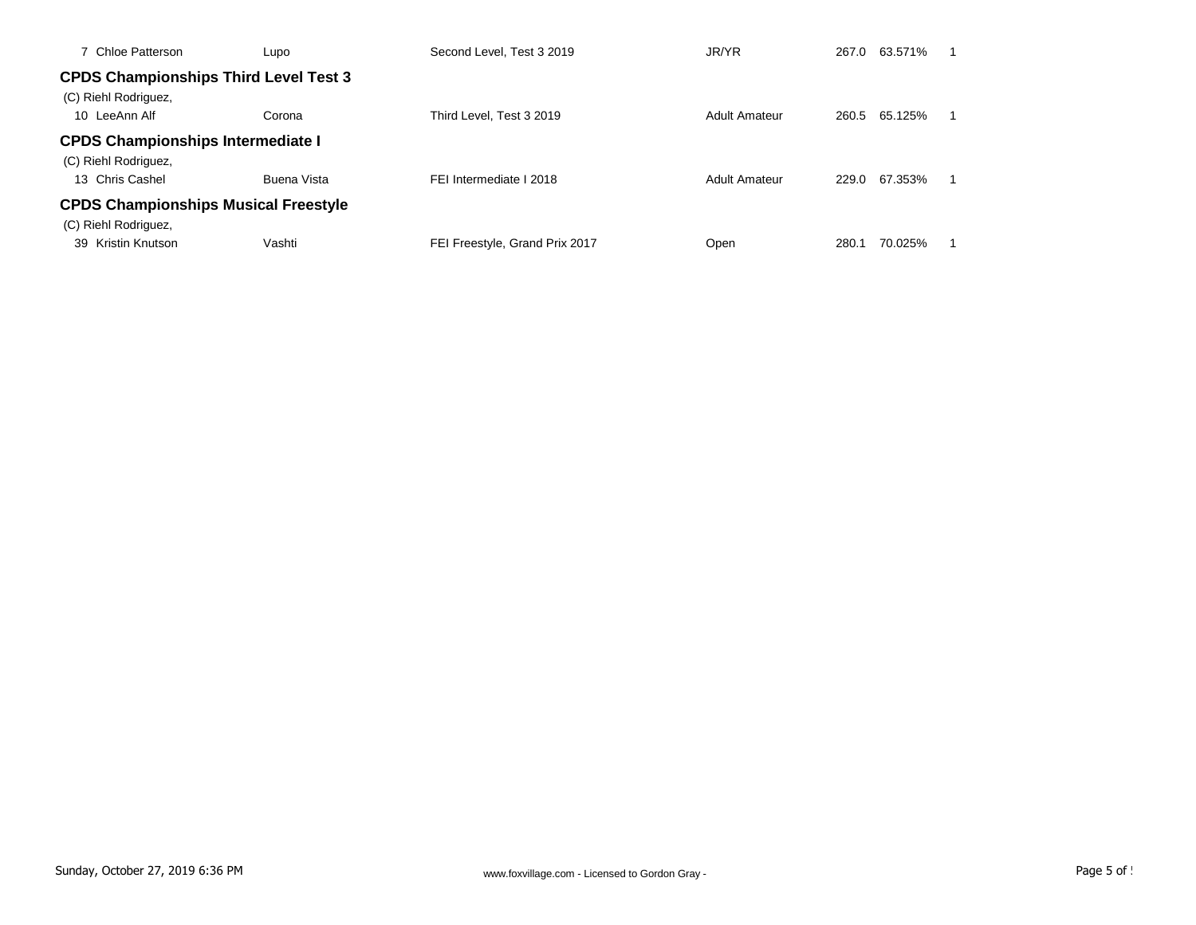| | | | | | | |
|---|---|---|---|---|---|---|
| 7 Chloe Patterson | Lupo | Second Level, Test 3 2019 | JR/YR | 267.0 | 63.571% | 1 |

### CPDS Championships Third Level Test 3

(C) Riehl Rodriguez,

| | | | | | | |
|---|---|---|---|---|---|---|
| 10 LeeAnn Alf | Corona | Third Level, Test 3 2019 | Adult Amateur | 260.5 | 65.125% | 1 |

### CPDS Championships Intermediate I

(C) Riehl Rodriguez,

| | | | | | | |
|---|---|---|---|---|---|---|
| 13 Chris Cashel | Buena Vista | FEI Intermediate I 2018 | Adult Amateur | 229.0 | 67.353% | 1 |

### CPDS Championships Musical Freestyle

(C) Riehl Rodriguez,

| | | | | | | |
|---|---|---|---|---|---|---|
| 39 Kristin Knutson | Vashti | FEI Freestyle, Grand Prix 2017 | Open | 280.1 | 70.025% | 1 |